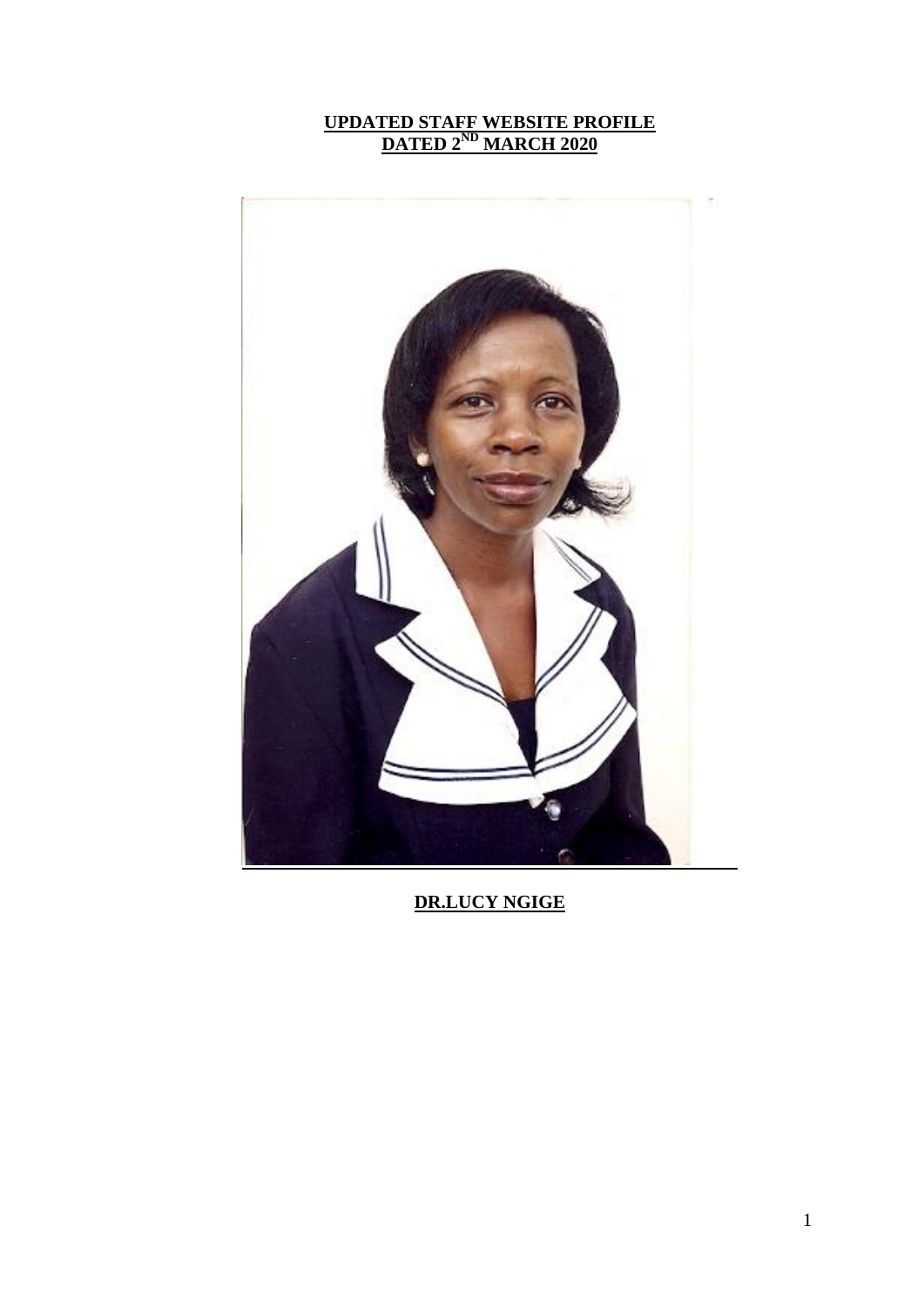# UPDATED STAFF WEBSITE PROFILE
# DATED 2ND MARCH 2020

**DR.LUCY NGIGE**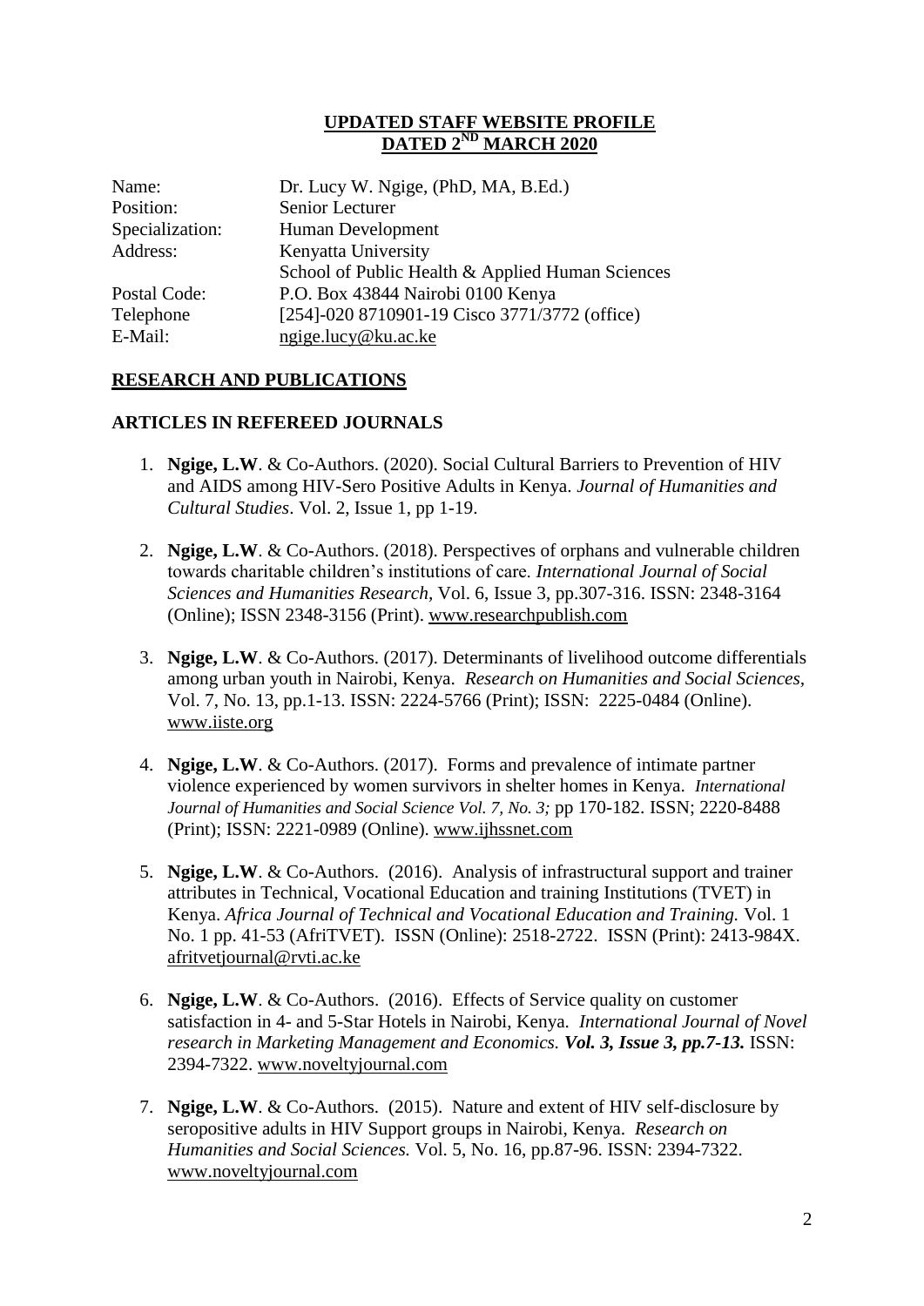**UPDATED STAFF WEBSITE PROFILE**
**DATED 2ND MARCH 2020**

| | |
|---|---|
| Name: | Dr. Lucy W. Ngige, (PhD, MA, B.Ed.) |
| Position: | Senior Lecturer |
| Specialization: | Human Development |
| Address: | Kenyatta University<br>School of Public Health & Applied Human Sciences |
| Postal Code: | P.O. Box 43844 Nairobi 0100 Kenya |
| Telephone | [254]-020 8710901-19 Cisco 3771/3772 (office) |
| E-Mail: | ngige.lucy@ku.ac.ke |

## RESEARCH AND PUBLICATIONS

### ARTICLES IN REFEREED JOURNALS

1. **Ngige, L.W**. & Co-Authors. (2020). Social Cultural Barriers to Prevention of HIV and AIDS among HIV-Sero Positive Adults in Kenya. *Journal of Humanities and Cultural Studies*. Vol. 2, Issue 1, pp 1-19.

2. **Ngige, L.W**. & Co-Authors. (2018). Perspectives of orphans and vulnerable children towards charitable children's institutions of care. *International Journal of Social Sciences and Humanities Research,* Vol. 6, Issue 3, pp.307-316. ISSN: 2348-3164 (Online); ISSN 2348-3156 (Print). www.researchpublish.com

3. **Ngige, L.W**. & Co-Authors. (2017). Determinants of livelihood outcome differentials among urban youth in Nairobi, Kenya. *Research on Humanities and Social Sciences*, Vol. 7, No. 13, pp.1-13. ISSN: 2224-5766 (Print); ISSN: 2225-0484 (Online). www.iiste.org

4. **Ngige, L.W**. & Co-Authors. (2017). Forms and prevalence of intimate partner violence experienced by women survivors in shelter homes in Kenya. *International Journal of Humanities and Social Science Vol. 7, No. 3;* pp 170-182. ISSN; 2220-8488 (Print); ISSN: 2221-0989 (Online). www.ijhssnet.com

5. **Ngige, L.W**. & Co-Authors. (2016). Analysis of infrastructural support and trainer attributes in Technical, Vocational Education and training Institutions (TVET) in Kenya. *Africa Journal of Technical and Vocational Education and Training.* Vol. 1 No. 1 pp. 41-53 (AfriTVET). ISSN (Online): 2518-2722. ISSN (Print): 2413-984X. afritvetjournal@rvti.ac.ke

6. **Ngige, L.W**. & Co-Authors. (2016). Effects of Service quality on customer satisfaction in 4- and 5-Star Hotels in Nairobi, Kenya. *International Journal of Novel research in Marketing Management and Economics.* ***Vol. 3, Issue 3, pp.7-13.*** ISSN: 2394-7322. www.noveltyjournal.com

7. **Ngige, L.W**. & Co-Authors. (2015). Nature and extent of HIV self-disclosure by seropositive adults in HIV Support groups in Nairobi, Kenya. *Research on Humanities and Social Sciences.* Vol. 5, No. 16, pp.87-96. ISSN: 2394-7322. www.noveltyjournal.com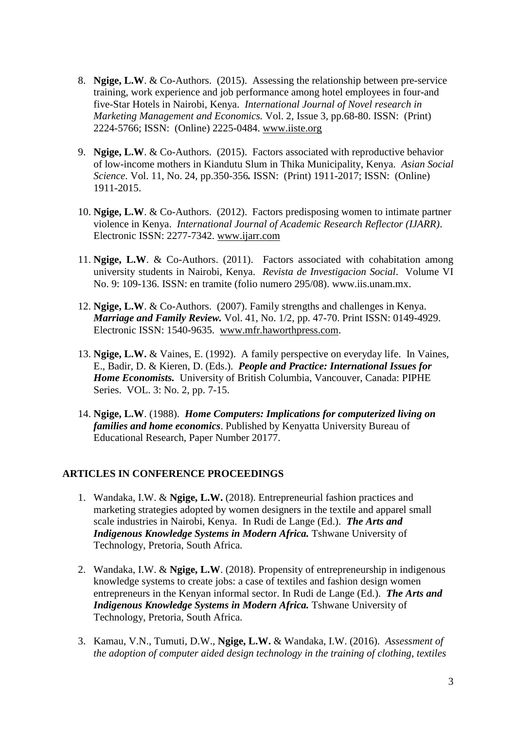8. **Ngige, L.W**. & Co-Authors. (2015). Assessing the relationship between pre-service training, work experience and job performance among hotel employees in four-and five-Star Hotels in Nairobi, Kenya. *International Journal of Novel research in Marketing Management and Economics.* Vol. 2, Issue 3, pp.68-80. ISSN: (Print) 2224-5766; ISSN: (Online) 2225-0484. www.iiste.org

9. **Ngige, L.W**. & Co-Authors. (2015). Factors associated with reproductive behavior of low-income mothers in Kiandutu Slum in Thika Municipality, Kenya. *Asian Social Science*. Vol. 11, No. 24, pp.350-356**.** ISSN: (Print) 1911-2017; ISSN: (Online) 1911-2015.

10. **Ngige, L.W**. & Co-Authors. (2012). Factors predisposing women to intimate partner violence in Kenya. *International Journal of Academic Research Reflector (IJARR)*. Electronic ISSN: 2277-7342. www.ijarr.com

11. **Ngige, L.W**. & Co-Authors. (2011). Factors associated with cohabitation among university students in Nairobi, Kenya. *Revista de Investigacion Social*. Volume VI No. 9: 109-136. ISSN: en tramite (folio numero 295/08). www.iis.unam.mx.

12. **Ngige, L.W**. & Co-Authors. (2007). Family strengths and challenges in Kenya. ***Marriage and Family Review.*** Vol. 41, No. 1/2, pp. 47-70. Print ISSN: 0149-4929. Electronic ISSN: 1540-9635. www.mfr.haworthpress.com.

13. **Ngige, L.W.** & Vaines, E. (1992). A family perspective on everyday life. In Vaines, E., Badir, D. & Kieren, D. (Eds.). ***People and Practice: International Issues for Home Economists.*** University of British Columbia, Vancouver, Canada: PIPHE Series. VOL. 3: No. 2, pp. 7-15.

14. **Ngige, L.W**. (1988). ***Home Computers: Implications for computerized living on families and home economics***. Published by Kenyatta University Bureau of Educational Research, Paper Number 20177.

## ARTICLES IN CONFERENCE PROCEEDINGS

1. Wandaka, I.W. & **Ngige, L.W.** (2018). Entrepreneurial fashion practices and marketing strategies adopted by women designers in the textile and apparel small scale industries in Nairobi, Kenya. In Rudi de Lange (Ed.). ***The Arts and Indigenous Knowledge Systems in Modern Africa.*** Tshwane University of Technology, Pretoria, South Africa.

2. Wandaka, I.W. & **Ngige, L.W**. (2018). Propensity of entrepreneurship in indigenous knowledge systems to create jobs: a case of textiles and fashion design women entrepreneurs in the Kenyan informal sector. In Rudi de Lange (Ed.). ***The Arts and Indigenous Knowledge Systems in Modern Africa.*** Tshwane University of Technology, Pretoria, South Africa.

3. Kamau, V.N., Tumuti, D.W., **Ngige, L.W.** & Wandaka, I.W. (2016). *Assessment of the adoption of computer aided design technology in the training of clothing, textiles*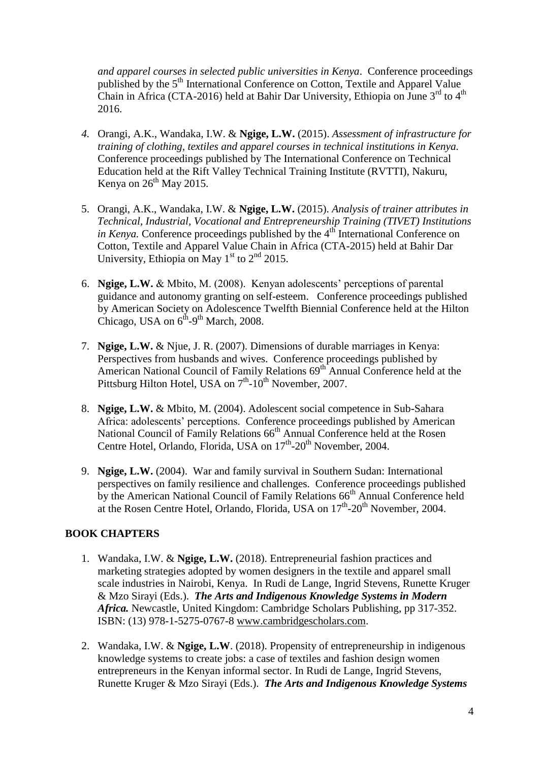*and apparel courses in selected public universities in Kenya*. Conference proceedings published by the 5th International Conference on Cotton, Textile and Apparel Value Chain in Africa (CTA-2016) held at Bahir Dar University, Ethiopia on June 3rd to 4th 2016.

4. Orangi, A.K., Wandaka, I.W. & **Ngige, L.W.** (2015). *Assessment of infrastructure for training of clothing, textiles and apparel courses in technical institutions in Kenya.* Conference proceedings published by The International Conference on Technical Education held at the Rift Valley Technical Training Institute (RVTTI), Nakuru, Kenya on 26th May 2015.

5. Orangi, A.K., Wandaka, I.W. & **Ngige, L.W.** (2015). *Analysis of trainer attributes in Technical, Industrial, Vocational and Entrepreneurship Training (TIVET) Institutions in Kenya.* Conference proceedings published by the 4th International Conference on Cotton, Textile and Apparel Value Chain in Africa (CTA-2015) held at Bahir Dar University, Ethiopia on May 1st to 2nd 2015.

6. **Ngige, L.W.** & Mbito, M. (2008). Kenyan adolescents' perceptions of parental guidance and autonomy granting on self-esteem. Conference proceedings published by American Society on Adolescence Twelfth Biennial Conference held at the Hilton Chicago, USA on 6th-9th March, 2008.

7. **Ngige, L.W.** & Njue, J. R. (2007). Dimensions of durable marriages in Kenya: Perspectives from husbands and wives. Conference proceedings published by American National Council of Family Relations 69th Annual Conference held at the Pittsburg Hilton Hotel, USA on 7th-10th November, 2007.

8. **Ngige, L.W.** & Mbito, M. (2004). Adolescent social competence in Sub-Sahara Africa: adolescents' perceptions. Conference proceedings published by American National Council of Family Relations 66th Annual Conference held at the Rosen Centre Hotel, Orlando, Florida, USA on 17th-20th November, 2004.

9. **Ngige, L.W.** (2004). War and family survival in Southern Sudan: International perspectives on family resilience and challenges. Conference proceedings published by the American National Council of Family Relations 66th Annual Conference held at the Rosen Centre Hotel, Orlando, Florida, USA on 17th-20th November, 2004.

## BOOK CHAPTERS

1. Wandaka, I.W. & **Ngige, L.W.** (2018). Entrepreneurial fashion practices and marketing strategies adopted by women designers in the textile and apparel small scale industries in Nairobi, Kenya. In Rudi de Lange, Ingrid Stevens, Runette Kruger & Mzo Sirayi (Eds.). ***The Arts and Indigenous Knowledge Systems in Modern Africa.*** Newcastle, United Kingdom: Cambridge Scholars Publishing, pp 317-352. ISBN: (13) 978-1-5275-0767-8 www.cambridgescholars.com.

2. Wandaka, I.W. & **Ngige, L.W**. (2018). Propensity of entrepreneurship in indigenous knowledge systems to create jobs: a case of textiles and fashion design women entrepreneurs in the Kenyan informal sector. In Rudi de Lange, Ingrid Stevens, Runette Kruger & Mzo Sirayi (Eds.). ***The Arts and Indigenous Knowledge Systems***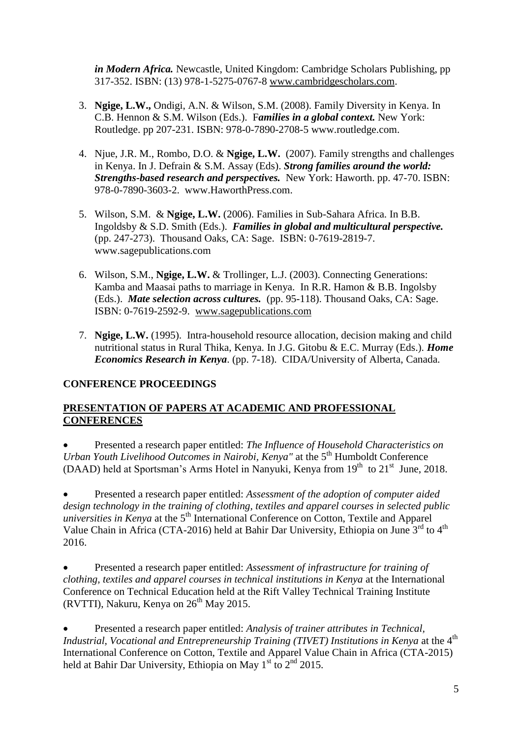*in Modern Africa.* Newcastle, United Kingdom: Cambridge Scholars Publishing, pp 317-352. ISBN: (13) 978-1-5275-0767-8 www.cambridgescholars.com.

3. **Ngige, L.W.,** Ondigi, A.N. & Wilson, S.M. (2008). Family Diversity in Kenya. In C.B. Hennon & S.M. Wilson (Eds.). F***amilies in a global context.*** New York: Routledge. pp 207-231. ISBN: 978-0-7890-2708-5 www.routledge.com.

4. Njue, J.R. M., Rombo, D.O. & **Ngige, L.W.** (2007). Family strengths and challenges in Kenya. In J. Defrain & S.M. Assay (Eds). ***Strong families around the world: Strengths-based research and perspectives.*** New York: Haworth. pp. 47-70. ISBN: 978-0-7890-3603-2. www.HaworthPress.com.

5. Wilson, S.M. & **Ngige, L.W.** (2006). Families in Sub-Sahara Africa. In B.B. Ingoldsby & S.D. Smith (Eds.). ***Families in global and multicultural perspective.*** (pp. 247-273). Thousand Oaks, CA: Sage. ISBN: 0-7619-2819-7. www.sagepublications.com

6. Wilson, S.M., **Ngige, L.W.** & Trollinger, L.J. (2003). Connecting Generations: Kamba and Maasai paths to marriage in Kenya. In R.R. Hamon & B.B. Ingolsby (Eds.). ***Mate selection across cultures.*** (pp. 95-118). Thousand Oaks, CA: Sage. ISBN: 0-7619-2592-9. www.sagepublications.com

7. **Ngige, L.W.** (1995). Intra-household resource allocation, decision making and child nutritional status in Rural Thika, Kenya. In J.G. Gitobu & E.C. Murray (Eds.). ***Home Economics Research in Kenya***. (pp. 7-18). CIDA/University of Alberta, Canada.

## CONFERENCE PROCEEDINGS

## PRESENTATION OF PAPERS AT ACADEMIC AND PROFESSIONAL CONFERENCES

- Presented a research paper entitled: *The Influence of Household Characteristics on Urban Youth Livelihood Outcomes in Nairobi, Kenya"* at the 5th Humboldt Conference (DAAD) held at Sportsman's Arms Hotel in Nanyuki, Kenya from 19th to 21st June, 2018.

- Presented a research paper entitled: *Assessment of the adoption of computer aided design technology in the training of clothing, textiles and apparel courses in selected public universities in Kenya* at the 5th International Conference on Cotton, Textile and Apparel Value Chain in Africa (CTA-2016) held at Bahir Dar University, Ethiopia on June 3rd to 4th 2016.

- Presented a research paper entitled: *Assessment of infrastructure for training of clothing, textiles and apparel courses in technical institutions in Kenya* at the International Conference on Technical Education held at the Rift Valley Technical Training Institute (RVTTI), Nakuru, Kenya on 26th May 2015.

- Presented a research paper entitled: *Analysis of trainer attributes in Technical, Industrial, Vocational and Entrepreneurship Training (TIVET) Institutions in Kenya* at the 4th International Conference on Cotton, Textile and Apparel Value Chain in Africa (CTA-2015) held at Bahir Dar University, Ethiopia on May 1st to 2nd 2015.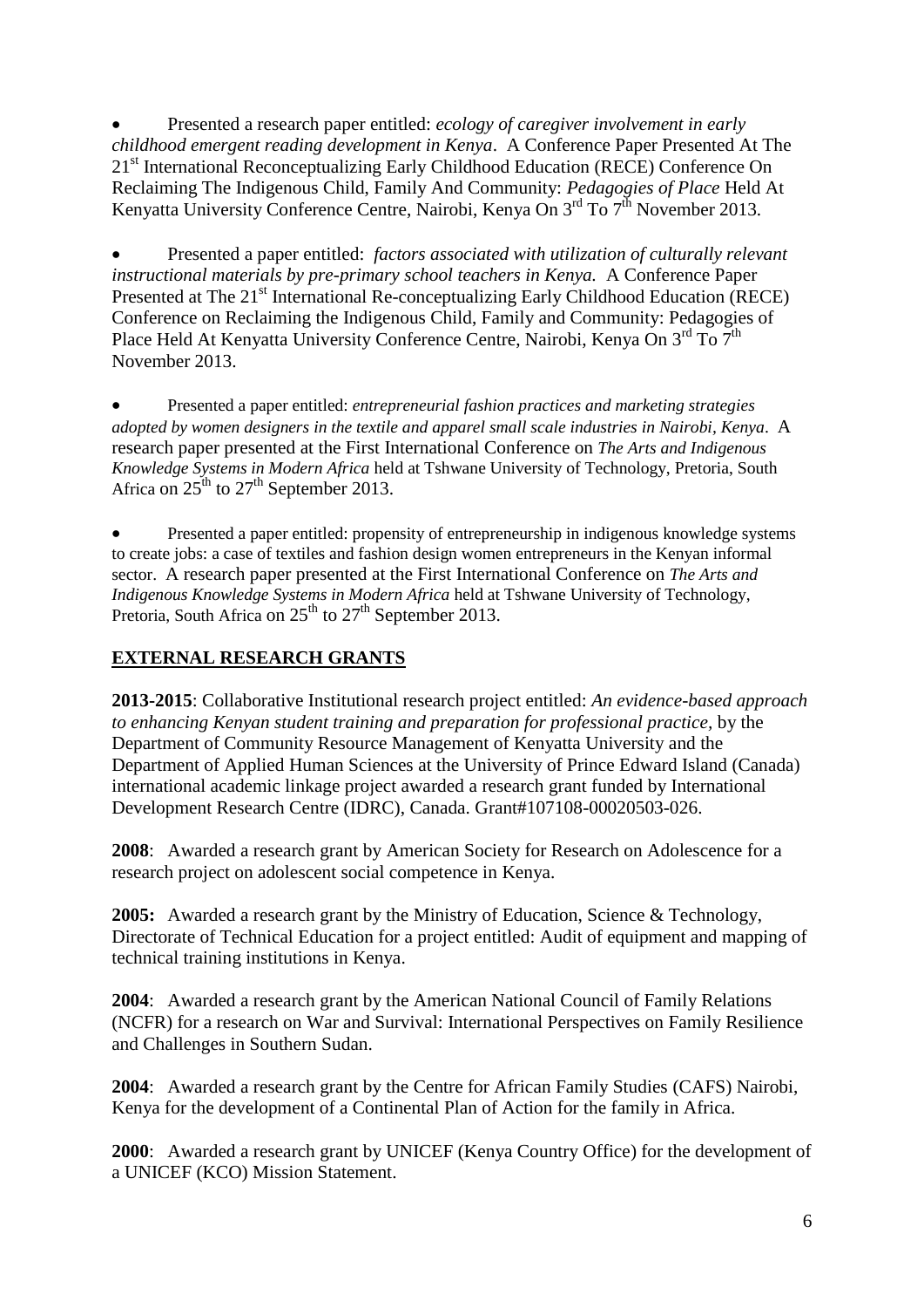- Presented a research paper entitled: *ecology of caregiver involvement in early childhood emergent reading development in Kenya*. A Conference Paper Presented At The 21st International Reconceptualizing Early Childhood Education (RECE) Conference On Reclaiming The Indigenous Child, Family And Community: *Pedagogies of Place* Held At Kenyatta University Conference Centre, Nairobi, Kenya On 3rd To 7th November 2013.

- Presented a paper entitled: *factors associated with utilization of culturally relevant instructional materials by pre-primary school teachers in Kenya.* A Conference Paper Presented at The 21st International Re-conceptualizing Early Childhood Education (RECE) Conference on Reclaiming the Indigenous Child, Family and Community: Pedagogies of Place Held At Kenyatta University Conference Centre, Nairobi, Kenya On 3rd To 7th November 2013.

- Presented a paper entitled: *entrepreneurial fashion practices and marketing strategies adopted by women designers in the textile and apparel small scale industries in Nairobi, Kenya*. A research paper presented at the First International Conference on *The Arts and Indigenous Knowledge Systems in Modern Africa* held at Tshwane University of Technology, Pretoria, South Africa on 25th to 27th September 2013.

- Presented a paper entitled: propensity of entrepreneurship in indigenous knowledge systems to create jobs: a case of textiles and fashion design women entrepreneurs in the Kenyan informal sector. A research paper presented at the First International Conference on *The Arts and Indigenous Knowledge Systems in Modern Africa* held at Tshwane University of Technology, Pretoria, South Africa on 25th to 27th September 2013.

## EXTERNAL RESEARCH GRANTS

**2013-2015**: Collaborative Institutional research project entitled: *An evidence-based approach to enhancing Kenyan student training and preparation for professional practice,* by the Department of Community Resource Management of Kenyatta University and the Department of Applied Human Sciences at the University of Prince Edward Island (Canada) international academic linkage project awarded a research grant funded by International Development Research Centre (IDRC), Canada. Grant#107108-00020503-026.

**2008**: Awarded a research grant by American Society for Research on Adolescence for a research project on adolescent social competence in Kenya.

**2005:** Awarded a research grant by the Ministry of Education, Science & Technology, Directorate of Technical Education for a project entitled: Audit of equipment and mapping of technical training institutions in Kenya.

**2004**: Awarded a research grant by the American National Council of Family Relations (NCFR) for a research on War and Survival: International Perspectives on Family Resilience and Challenges in Southern Sudan.

**2004**: Awarded a research grant by the Centre for African Family Studies (CAFS) Nairobi, Kenya for the development of a Continental Plan of Action for the family in Africa.

**2000**: Awarded a research grant by UNICEF (Kenya Country Office) for the development of a UNICEF (KCO) Mission Statement.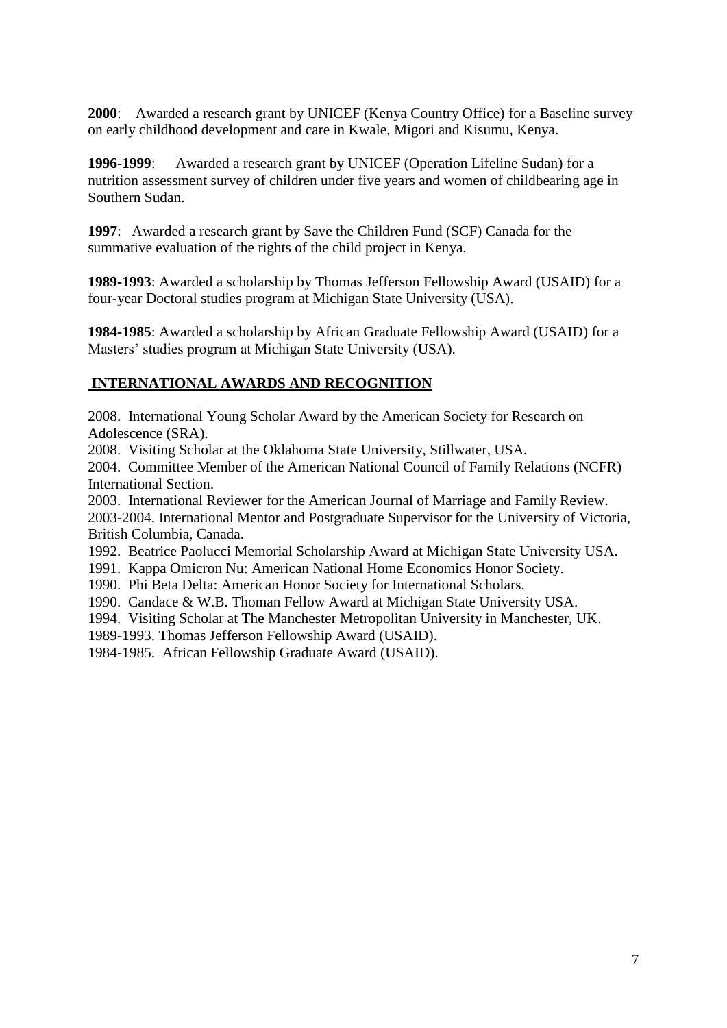**2000**: Awarded a research grant by UNICEF (Kenya Country Office) for a Baseline survey on early childhood development and care in Kwale, Migori and Kisumu, Kenya.

**1996-1999**: Awarded a research grant by UNICEF (Operation Lifeline Sudan) for a nutrition assessment survey of children under five years and women of childbearing age in Southern Sudan.

**1997**: Awarded a research grant by Save the Children Fund (SCF) Canada for the summative evaluation of the rights of the child project in Kenya.

**1989-1993**: Awarded a scholarship by Thomas Jefferson Fellowship Award (USAID) for a four-year Doctoral studies program at Michigan State University (USA).

**1984-1985**: Awarded a scholarship by African Graduate Fellowship Award (USAID) for a Masters' studies program at Michigan State University (USA).

## INTERNATIONAL AWARDS AND RECOGNITION

2008. International Young Scholar Award by the American Society for Research on Adolescence (SRA).
2008. Visiting Scholar at the Oklahoma State University, Stillwater, USA.
2004. Committee Member of the American National Council of Family Relations (NCFR) International Section.
2003. International Reviewer for the American Journal of Marriage and Family Review.
2003-2004. International Mentor and Postgraduate Supervisor for the University of Victoria, British Columbia, Canada.
1992. Beatrice Paolucci Memorial Scholarship Award at Michigan State University USA.
1991. Kappa Omicron Nu: American National Home Economics Honor Society.
1990. Phi Beta Delta: American Honor Society for International Scholars.
1990. Candace & W.B. Thoman Fellow Award at Michigan State University USA.
1994. Visiting Scholar at The Manchester Metropolitan University in Manchester, UK.
1989-1993. Thomas Jefferson Fellowship Award (USAID).
1984-1985. African Fellowship Graduate Award (USAID).